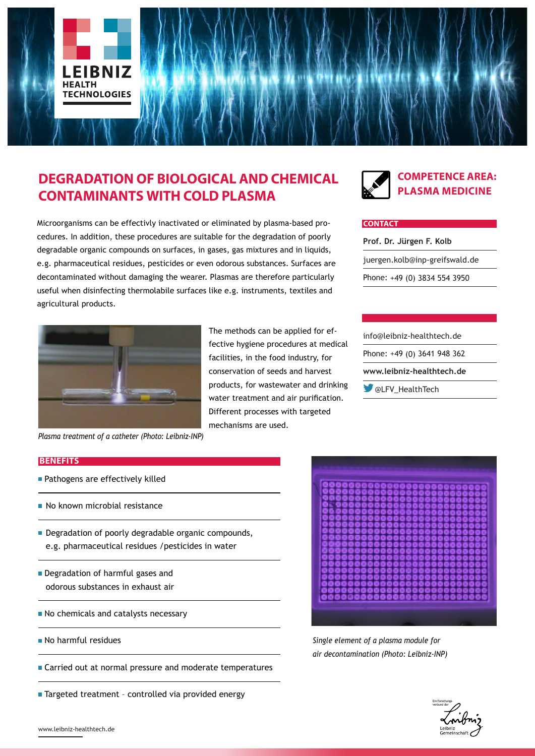LEIBNIZ HEALTH TECHNOLOGIES

# DEGRADATION OF BIOLOGICAL AND CHEMICAL CONTAMINANTS WITH COLD PLASMA

## COMPETENCE AREA: PLASMA MEDICINE

Microorganisms can be effectivly inactivated or eliminated by plasma-based procedures. In addition, these procedures are suitable for the degradation of poorly degradable organic compounds on surfaces, in gases, gas mixtures and in liquids, e.g. pharmaceutical residues, pesticides or even odorous substances. Surfaces are decontaminated without damaging the wearer. Plasmas are therefore particularly useful when disinfecting thermolabile surfaces like e.g. instruments, textiles and agricultural products.

The methods can be applied for effective hygiene procedures at medical facilities, in the food industry, for conservation of seeds and harvest products, for wastewater and drinking water treatment and air purification. Different processes with targeted mechanisms are used.

*Plasma treatment of a catheter (Photo: Leibniz-INP)*

**CONTACT**

**Prof. Dr. Jürgen F. Kolb**

juergen.kolb@inp-greifswald.de

Phone: +49 (0) 3834 554 3950

info@leibniz-healthtech.de

Phone: +49 (0) 3641 948 362

**www.leibniz-healthtech.de**

@LFV_HealthTech

**BENEFITS**

- Pathogens are effectively killed
- No known microbial resistance
- Degradation of poorly degradable organic compounds, e.g. pharmaceutical residues /pesticides in water
- Degradation of harmful gases and odorous substances in exhaust air
- No chemicals and catalysts necessary
- No harmful residues
- Carried out at normal pressure and moderate temperatures
- Targeted treatment – controlled via provided energy

*Single element of a plasma module for air decontamination (Photo: Leibniz-INP)*

www.leibniz-healthtech.de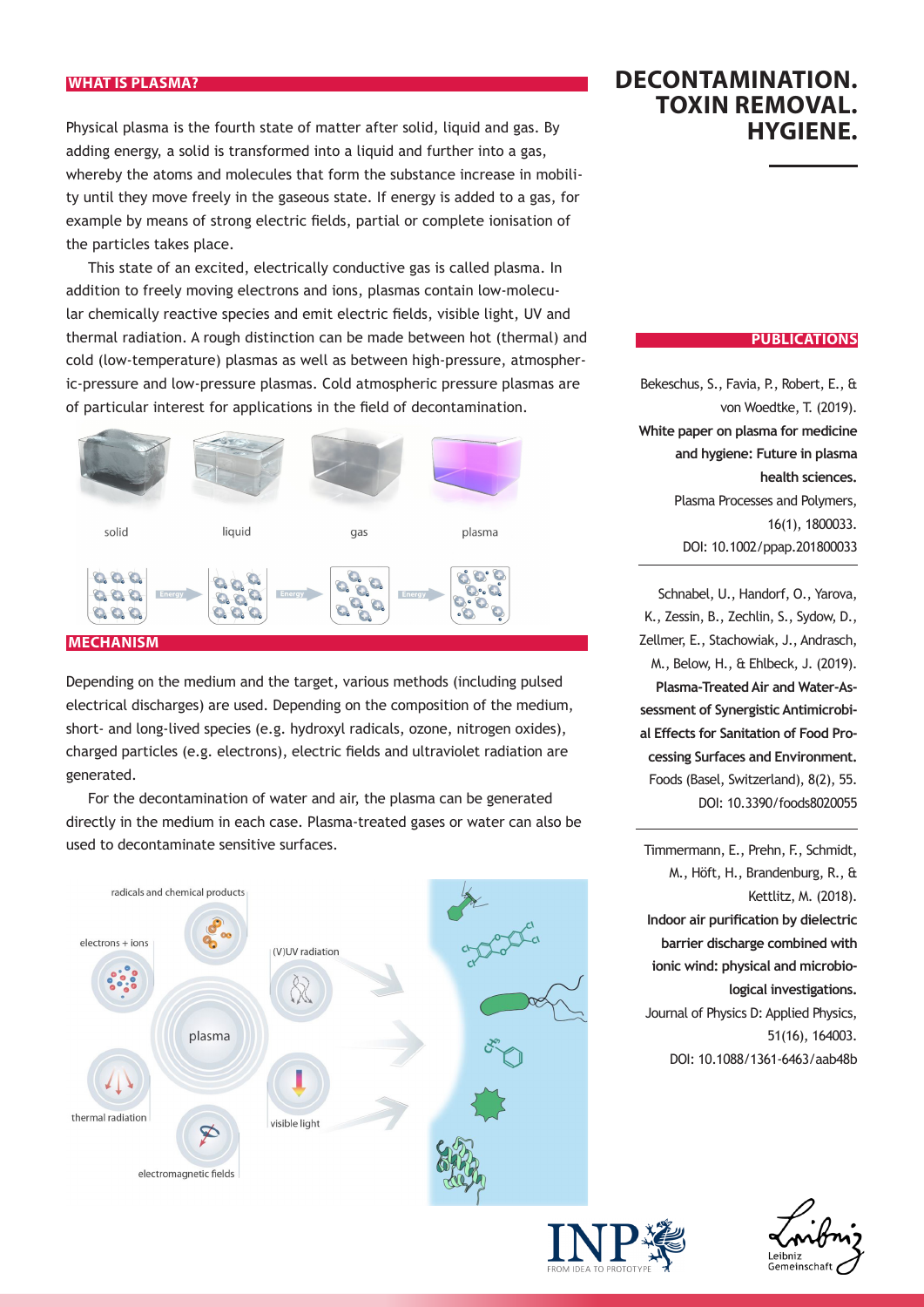# DECONTAMINATION. TOXIN REMOVAL. HYGIENE.

## WHAT IS PLASMA?

Physical plasma is the fourth state of matter after solid, liquid and gas. By adding energy, a solid is transformed into a liquid and further into a gas, whereby the atoms and molecules that form the substance increase in mobility until they move freely in the gaseous state. If energy is added to a gas, for example by means of strong electric fields, partial or complete ionisation of the particles takes place.

This state of an excited, electrically conductive gas is called plasma. In addition to freely moving electrons and ions, plasmas contain low-molecular chemically reactive species and emit electric fields, visible light, UV and thermal radiation. A rough distinction can be made between hot (thermal) and cold (low-temperature) plasmas as well as between high-pressure, atmospheric-pressure and low-pressure plasmas. Cold atmospheric pressure plasmas are of particular interest for applications in the field of decontamination.

solid

liquid

gas

plasma

Energy

Energy

Energy

## MECHANISM

Depending on the medium and the target, various methods (including pulsed electrical discharges) are used. Depending on the composition of the medium, short- and long-lived species (e.g. hydroxyl radicals, ozone, nitrogen oxides), charged particles (e.g. electrons), electric fields and ultraviolet radiation are generated.

For the decontamination of water and air, the plasma can be generated directly in the medium in each case. Plasma-treated gases or water can also be used to decontaminate sensitive surfaces.

radicals and chemical products

electrons + ions

(V)UV radiation

plasma

thermal radiation

visible light

electromagnetic fields

## PUBLICATIONS

Bekeschus, S., Favia, P., Robert, E., & von Woedtke, T. (2019). **White paper on plasma for medicine and hygiene: Future in plasma health sciences.** Plasma Processes and Polymers, 16(1), 1800033. DOI: 10.1002/ppap.201800033

Schnabel, U., Handorf, O., Yarova, K., Zessin, B., Zechlin, S., Sydow, D., Zellmer, E., Stachowiak, J., Andrasch, M., Below, H., & Ehlbeck, J. (2019). **Plasma-Treated Air and Water-Assessment of Synergistic Antimicrobial Effects for Sanitation of Food Processing Surfaces and Environment.** Foods (Basel, Switzerland), 8(2), 55. DOI: 10.3390/foods8020055

Timmermann, E., Prehn, F., Schmidt, M., Höft, H., Brandenburg, R., & Kettlitz, M. (2018). **Indoor air purification by dielectric barrier discharge combined with ionic wind: physical and microbiological investigations.** Journal of Physics D: Applied Physics, 51(16), 164003. DOI: 10.1088/1361-6463/aab48b

INP FROM IDEA TO PROTOTYPE

Leibniz Gemeinschaft